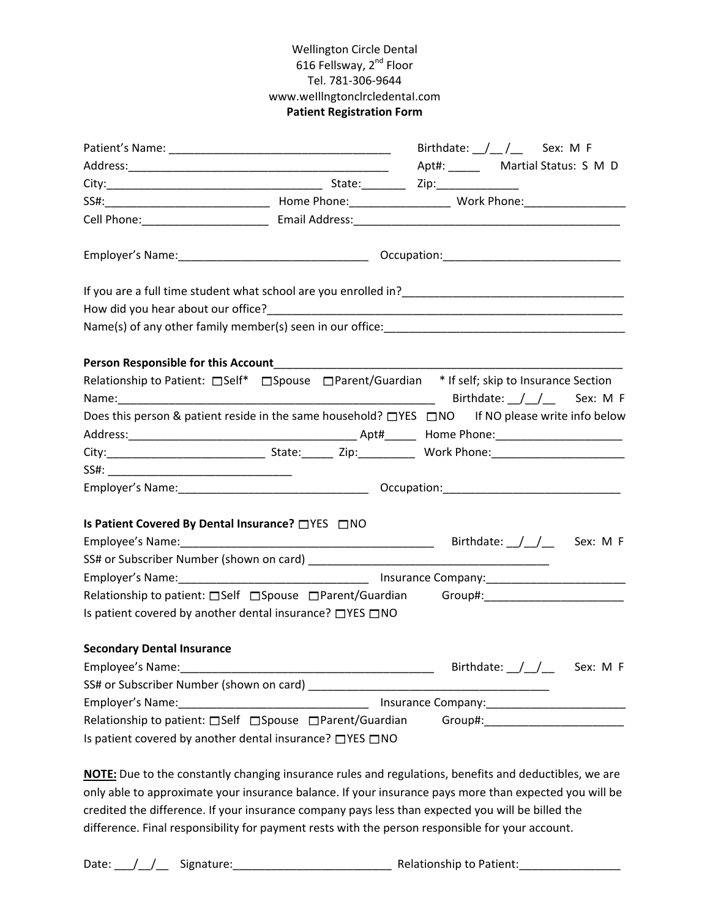Wellington Circle Dental
616 Fellsway, 2nd Floor
Tel. 781-306-9644
www.wellingtoncircledental.com

**Patient Registration Form**

Patient's Name: ___________________________________ Birthdate: __/__ /__ Sex: M F
Address:__________________________________________ Apt#: _____ Martial Status: S M D
City:_________________________________ State:_______ Zip:_____________
SS#:__________________________ Home Phone:________________ Work Phone:________________
Cell Phone:____________________ Email Address:___________________________________________

Employer's Name:______________________________ Occupation:____________________________

If you are a full time student what school are you enrolled in?__________________________________
How did you hear about our office?______________________________________________________
Name(s) of any other family member(s) seen in our office:_____________________________________

**Person Responsible for this Account**_______________________________________________________
Relationship to Patient: ☐Self* ☐Spouse ☐Parent/Guardian * If self; skip to Insurance Section
Name:__________________________________________________ Birthdate: __/__/__ Sex: M F
Does this person & patient reside in the same household? ☐YES ☐NO If NO please write info below
Address:___________________________________ Apt#_____ Home Phone:____________________
City:________________________ State:_____ Zip:_________ Work Phone:_____________________
SS#: _____________________________
Employer's Name:______________________________ Occupation:____________________________

**Is Patient Covered By Dental Insurance?** ☐YES ☐NO
Employee's Name:________________________________________ Birthdate: __/__/__ Sex: M F
SS# or Subscriber Number (shown on card) ______________________________________
Employer's Name:______________________________ Insurance Company:______________________
Relationship to patient: ☐Self ☐Spouse ☐Parent/Guardian Group#:______________________
Is patient covered by another dental insurance? ☐YES ☐NO

**Secondary Dental Insurance**
Employee's Name:________________________________________ Birthdate: __/__/__ Sex: M F
SS# or Subscriber Number (shown on card) ______________________________________
Employer's Name:______________________________ Insurance Company:______________________
Relationship to patient: ☐Self ☐Spouse ☐Parent/Guardian Group#:______________________
Is patient covered by another dental insurance? ☐YES ☐NO

**NOTE:** Due to the constantly changing insurance rules and regulations, benefits and deductibles, we are only able to approximate your insurance balance. If your insurance pays more than expected you will be credited the difference. If your insurance company pays less than expected you will be billed the difference. Final responsibility for payment rests with the person responsible for your account.

Date: ___/__/__ Signature:_________________________ Relationship to Patient:________________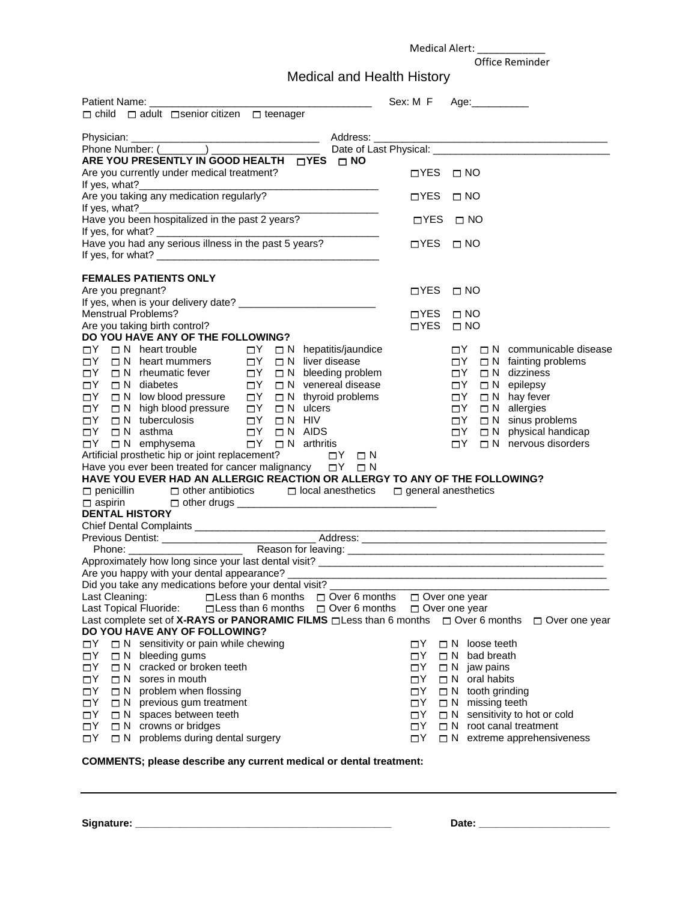Medical Alert: ____________

Office Reminder

# Medical and Health History

Patient Name: ______________________________________ Sex: M F Age:__________

☐ child ☐ adult ☐senior citizen ☐ teenager

Physician: _________________________________ Address: ________________________________________

Phone Number: (________) __________________ Date of Last Physical: ______________________________

**ARE YOU PRESENTLY IN GOOD HEALTH ☐YES ☐ NO**

Are you currently under medical treatment? ☐YES ☐ NO

If yes, what?__________________________________________

Are you taking any medication regularly? ☐YES ☐ NO

If yes, what?__________________________________________

Have you been hospitalized in the past 2 years? ☐YES ☐ NO

If yes, for what? ______________________________________

Have you had any serious illness in the past 5 years? ☐YES ☐ NO

If yes, for what? ______________________________________

**FEMALES PATIENTS ONLY**

Are you pregnant? ☐YES ☐ NO

If yes, when is your delivery date? ________________________

Menstrual Problems? ☐YES ☐ NO

Are you taking birth control? ☐YES ☐ NO

**DO YOU HAVE ANY OF THE FOLLOWING?**

| | | |
|---|---|---|
| ☐Y ☐ N heart trouble | ☐Y ☐ N hepatitis/jaundice | ☐Y ☐ N communicable disease |
| ☐Y ☐ N heart mummers | ☐Y ☐ N liver disease | ☐Y ☐ N fainting problems |
| ☐Y ☐ N rheumatic fever | ☐Y ☐ N bleeding problem | ☐Y ☐ N dizziness |
| ☐Y ☐ N diabetes | ☐Y ☐ N venereal disease | ☐Y ☐ N epilepsy |
| ☐Y ☐ N low blood pressure | ☐Y ☐ N thyroid problems | ☐Y ☐ N hay fever |
| ☐Y ☐ N high blood pressure | ☐Y ☐ N ulcers | ☐Y ☐ N allergies |
| ☐Y ☐ N tuberculosis | ☐Y ☐ N HIV | ☐Y ☐ N sinus problems |
| ☐Y ☐ N asthma | ☐Y ☐ N AIDS | ☐Y ☐ N physical handicap |
| ☐Y ☐ N emphysema | ☐Y ☐ N arthritis | ☐Y ☐ N nervous disorders |

Artificial prosthetic hip or joint replacement? ☐Y ☐ N

Have you ever been treated for cancer malignancy ☐Y ☐ N

**HAVE YOU EVER HAD AN ALLERGIC REACTION OR ALLERGY TO ANY OF THE FOLLOWING?**

☐ penicillin ☐ other antibiotics ☐ local anesthetics ☐ general anesthetics

☐ aspirin ☐ other drugs ___________________________________

**DENTAL HISTORY**

Chief Dental Complaints ___________________________________________________________________________

Previous Dentist: ___________________________ Address: _____________________________________________

Phone: ____________________ Reason for leaving: ____________________________________________

Approximately how long since your last dental visit? ___________________________________________________

Are you happy with your dental appearance? _________________________________________________________

Did you take any medications before your dental visit? _________________________________________________

Last Cleaning: ☐Less than 6 months ☐ Over 6 months ☐ Over one year

Last Topical Fluoride: ☐Less than 6 months ☐ Over 6 months ☐ Over one year

Last complete set of **X-RAYS or PANORAMIC FILMS** ☐Less than 6 months ☐ Over 6 months ☐ Over one year

**DO YOU HAVE ANY OF FOLLOWING?**

| | |
|---|---|
| ☐Y ☐ N sensitivity or pain while chewing | ☐Y ☐ N loose teeth |
| ☐Y ☐ N bleeding gums | ☐Y ☐ N bad breath |
| ☐Y ☐ N cracked or broken teeth | ☐Y ☐ N jaw pains |
| ☐Y ☐ N sores in mouth | ☐Y ☐ N oral habits |
| ☐Y ☐ N problem when flossing | ☐Y ☐ N tooth grinding |
| ☐Y ☐ N previous gum treatment | ☐Y ☐ N missing teeth |
| ☐Y ☐ N spaces between teeth | ☐Y ☐ N sensitivity to hot or cold |
| ☐Y ☐ N crowns or bridges | ☐Y ☐ N root canal treatment |
| ☐Y ☐ N problems during dental surgery | ☐Y ☐ N extreme apprehensiveness |

**COMMENTS; please describe any current medical or dental treatment:**

______________________________________________________________________________

**Signature: ____________________________________________** **Date: ______________________**